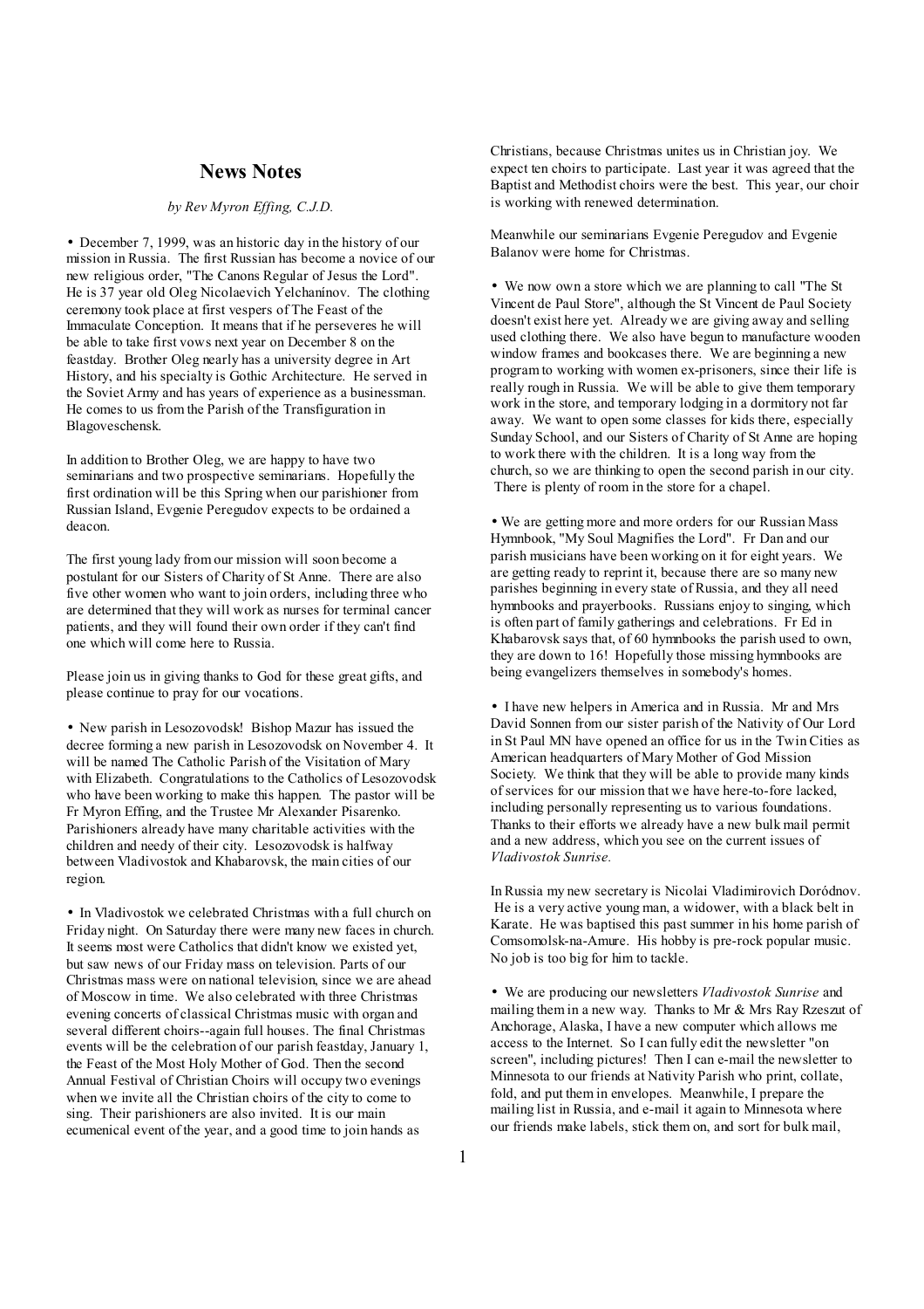# News Notes

*by Rev Myron Effing, C.J.D.*

• December 7, 1999, was an historic day in the history of our mission in Russia. The first Russian has become a novice of our new religious order, "The Canons Regular of Jesus the Lord". He is 37 year old Oleg Nicolaevich Yelchanínov. The clothing ceremony took place at first vespers of The Feast of the Immaculate Conception. It means that if he perseveres he will be able to take first vows next year on December 8 on the feastday. Brother Oleg nearly has a university degree in Art History, and his specialty is Gothic Architecture. He served in the Soviet Army and has years of experience as a businessman. He comes to us from the Parish of the Transfiguration in Blagoveschensk.

In addition to Brother Oleg, we are happy to have two seminarians and two prospective seminarians. Hopefully the first ordination will be this Spring when our parishioner from Russian Island, Evgenie Peregudov expects to be ordained a deacon.

The first young lady from our mission will soon become a postulant for our Sisters of Charity of St Anne. There are also five other women who want to join orders, including three who are determined that they will work as nurses for terminal cancer patients, and they will found their own order if they can't find one which will come here to Russia.

Please join us in giving thanks to God for these great gifts, and please continue to pray for our vocations.

• New parish in Lesozovodsk! Bishop Mazur has issued the decree forming a new parish in Lesozovodsk on November 4. It will be named The Catholic Parish of the Visitation of Mary with Elizabeth. Congratulations to the Catholics of Lesozovodsk who have been working to make this happen. The pastor will be Fr Myron Effing, and the Trustee Mr Alexander Pisarenko. Parishioners already have many charitable activities with the children and needy of their city. Lesozovodsk is halfway between Vladivostok and Khabarovsk, the main cities of our region.

• In Vladivostok we celebrated Christmas with a full church on Friday night. On Saturday there were many new faces in church. It seems most were Catholics that didn't know we existed yet, but saw news of our Friday mass on television. Parts of our Christmas mass were on national television, since we are ahead of Moscow in time. We also celebrated with three Christmas evening concerts of classical Christmas music with organ and several different choirs--again full houses. The final Christmas events will be the celebration of our parish feastday, January 1, the Feast of the Most Holy Mother of God. Then the second Annual Festival of Christian Choirs will occupy two evenings when we invite all the Christian choirs of the city to come to sing. Their parishioners are also invited. It is our main ecumenical event of the year, and a good time to join hands as Christians, because Christmas unites us in Christian joy. We expect ten choirs to participate. Last year it was agreed that the Baptist and Methodist choirs were the best. This year, our choir is working with renewed determination.

Meanwhile our seminarians Evgenie Peregudov and Evgenie Balanov were home for Christmas.

• We now own a store which we are planning to call "The St Vincent de Paul Store", although the St Vincent de Paul Society doesn't exist here yet. Already we are giving away and selling used clothing there. We also have begun to manufacture wooden window frames and bookcases there. We are beginning a new program to working with women ex-prisoners, since their life is really rough in Russia. We will be able to give them temporary work in the store, and temporary lodging in a dormitory not far away. We want to open some classes for kids there, especially Sunday School, and our Sisters of Charity of St Anne are hoping to work there with the children. It is a long way from the church, so we are thinking to open the second parish in our city. There is plenty of room in the store for a chapel.

• We are getting more and more orders for our Russian Mass Hymnbook, "My Soul Magnifies the Lord". Fr Dan and our parish musicians have been working on it for eight years. We are getting ready to reprint it, because there are so many new parishes beginning in every state of Russia, and they all need hymnbooks and prayerbooks. Russians enjoy to singing, which is often part of family gatherings and celebrations. Fr Ed in Khabarovsk says that, of 60 hymnbooks the parish used to own, they are down to 16! Hopefully those missing hymnbooks are being evangelizers themselves in somebody's homes.

• I have new helpers in America and in Russia. Mr and Mrs David Sonnen from our sister parish of the Nativity of Our Lord in St Paul MN have opened an office for us in the Twin Cities as American headquarters of Mary Mother of God Mission Society. We think that they will be able to provide many kinds of services for our mission that we have here-to-fore lacked, including personally representing us to various foundations. Thanks to their efforts we already have a new bulk mail permit and a new address, which you see on the current issues of *Vladivostok Sunrise.*

In Russia my new secretary is Nicolai Vladimirovich Doródnov. He is a very active young man, a widower, with a black belt in Karate. He was baptised this past summer in his home parish of Comsomolsk-na-Amure. His hobby is pre-rock popular music. No job is too big for him to tackle.

• We are producing our newsletters *Vladivostok Sunrise* and mailing them in a new way. Thanks to Mr & Mrs Ray Rzeszut of Anchorage, Alaska, I have a new computer which allows me access to the Internet. So I can fully edit the newsletter "on screen", including pictures! Then I can e-mail the newsletter to Minnesota to our friends at Nativity Parish who print, collate, fold, and put them in envelopes. Meanwhile, I prepare the mailing list in Russia, and e-mail it again to Minnesota where our friends make labels, stick them on, and sort for bulk mail,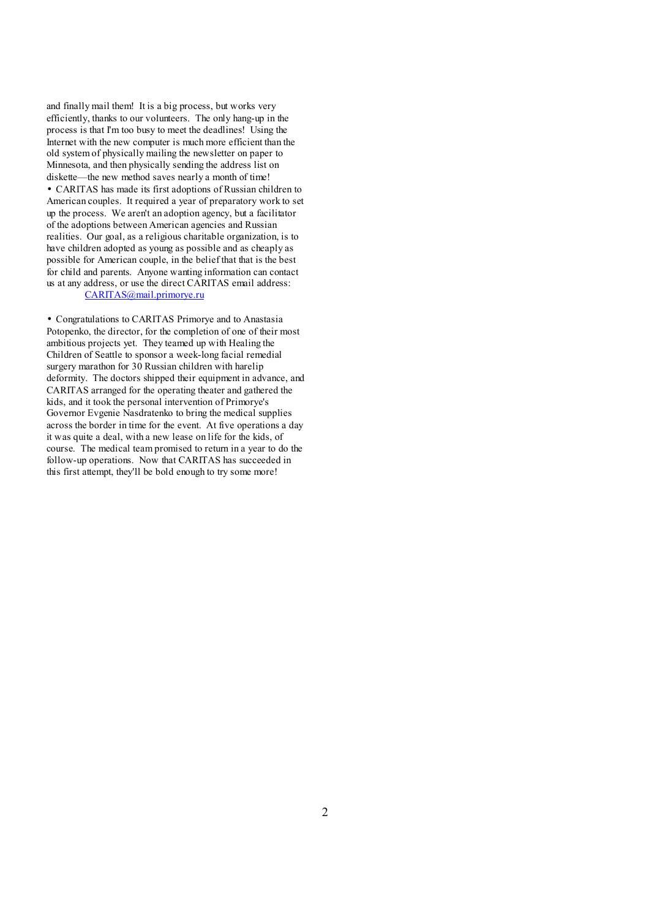and finally mail them! It is a big process, but works very efficiently, thanks to our volunteers. The only hang-up in the process is that I'm too busy to meet the deadlines! Using the Internet with the new computer is much more efficient than the old system of physically mailing the newsletter on paper to Minnesota, and then physically sending the address list on diskette—the new method saves nearly a month of time!

- CARITAS has made its first adoptions of Russian children to American couples. It required a year of preparatory work to set up the process. We aren't an adoption agency, but a facilitator of the adoptions between American agencies and Russian realities. Our goal, as a religious charitable organization, is to have children adopted as young as possible and as cheaply as possible for American couple, in the belief that that is the best for child and parents. Anyone wanting information can contact us at any address, or use the direct CARITAS email address: CARITAS@mail.primorye.ru

- Congratulations to CARITAS Primorye and to Anastasia Potopenko, the director, for the completion of one of their most ambitious projects yet. They teamed up with Healing the Children of Seattle to sponsor a week-long facial remedial surgery marathon for 30 Russian children with harelip deformity. The doctors shipped their equipment in advance, and CARITAS arranged for the operating theater and gathered the kids, and it took the personal intervention of Primorye's Governor Evgenie Nasdratenko to bring the medical supplies across the border in time for the event. At five operations a day it was quite a deal, with a new lease on life for the kids, of course. The medical team promised to return in a year to do the follow-up operations. Now that CARITAS has succeeded in this first attempt, they'll be bold enough to try some more!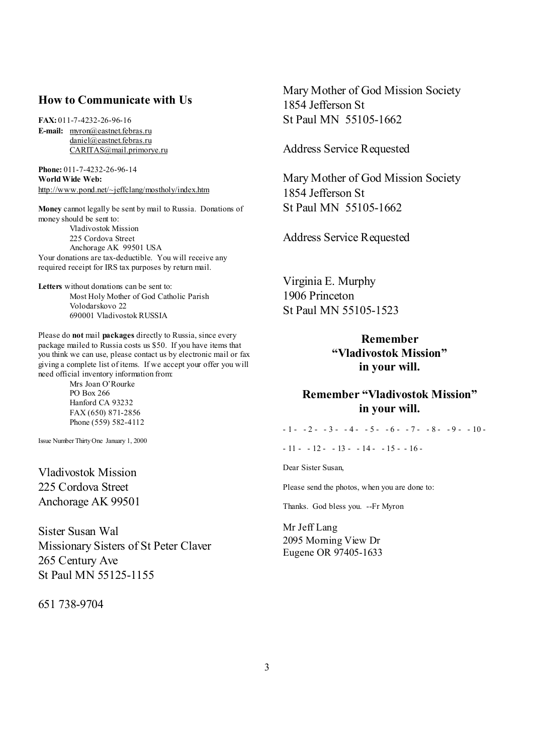## How to Communicate with Us

**FAX:** 011-7-4232-26-96-16
**E-mail:** myron@eastnet.febras.ru
daniel@eastnet.febras.ru
CARITAS@mail.primorye.ru

**Phone:** 011-7-4232-26-96-14
**World Wide Web:**
http://www.pond.net/~jeffclang/mostholy/index.htm

**Money** cannot legally be sent by mail to Russia. Donations of money should be sent to:

Vladivostok Mission
225 Cordova Street
Anchorage AK 99501 USA

Your donations are tax-deductible. You will receive any required receipt for IRS tax purposes by return mail.

**Letters** without donations can be sent to:

Most Holy Mother of God Catholic Parish
Volodarskovo 22
690001 Vladivostok RUSSIA

Please do **not** mail **packages** directly to Russia, since every package mailed to Russia costs us $50. If you have items that you think we can use, please contact us by electronic mail or fax giving a complete list of items. If we accept your offer you will need official inventory information from:

Mrs Joan O'Rourke
PO Box 266
Hanford CA 93232
FAX (650) 871-2856
Phone (559) 582-4112

Issue Number Thirty One January 1, 2000

Vladivostok Mission
225 Cordova Street
Anchorage AK 99501

Sister Susan Wal
Missionary Sisters of St Peter Claver
265 Century Ave
St Paul MN 55125-1155

651 738-9704

Mary Mother of God Mission Society
1854 Jefferson St
St Paul MN 55105-1662

Address Service Requested

Mary Mother of God Mission Society
1854 Jefferson St
St Paul MN 55105-1662

Address Service Requested

Virginia E. Murphy
1906 Princeton
St Paul MN 55105-1523

**Remember "Vladivostok Mission" in your will.**

**Remember "Vladivostok Mission" in your will.**

- 1 - - 2 - - 3 - - 4 - - 5 - - 6 - - 7 - - 8 - - 9 - - 10 -

- 11 - - 12 - - 13 - - 14 - - 15 - - 16 -

Dear Sister Susan,

Please send the photos, when you are done to:

Thanks. God bless you. --Fr Myron

Mr Jeff Lang
2095 Morning View Dr
Eugene OR 97405-1633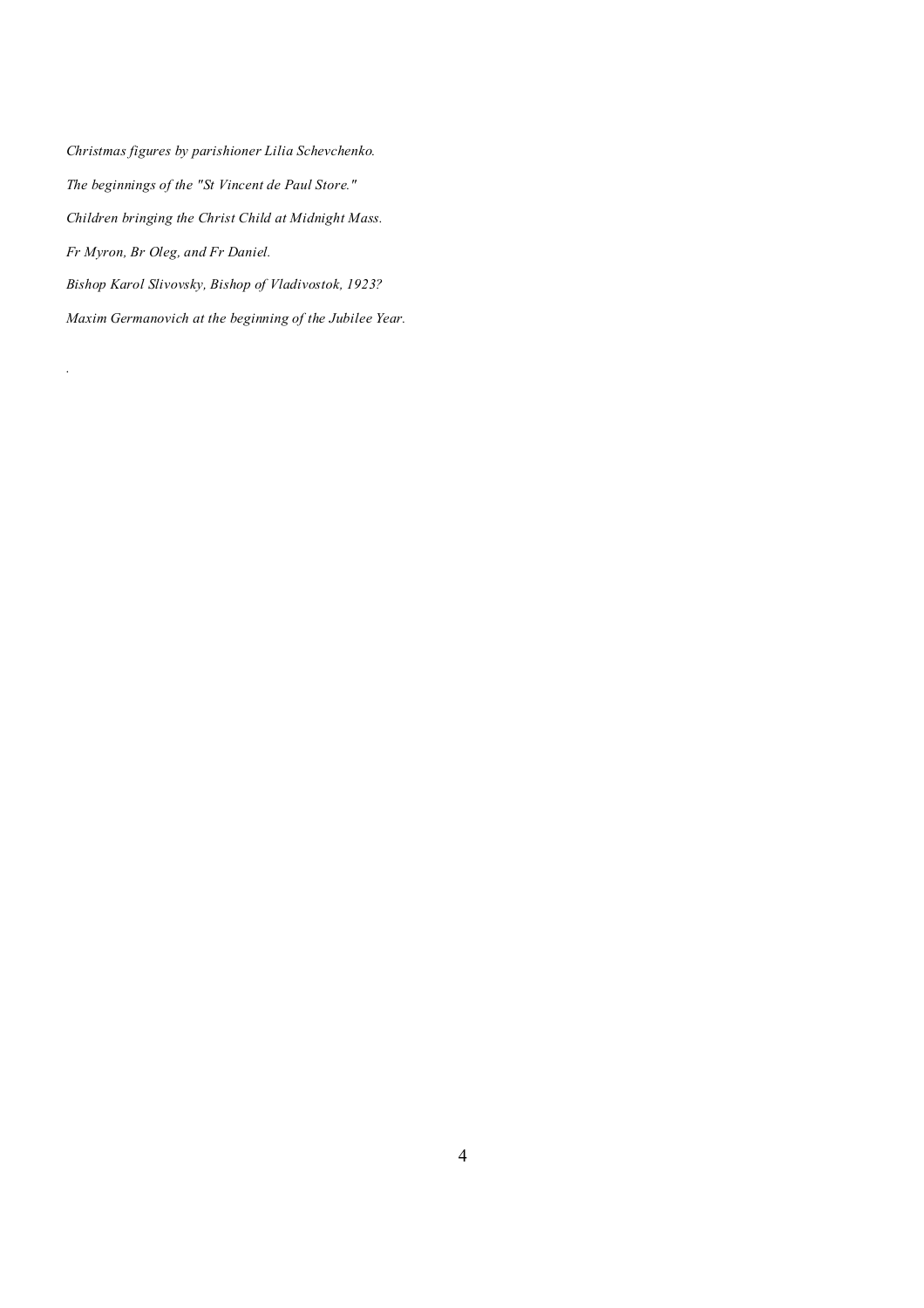*Christmas figures by parishioner Lilia Schevchenko.*

*The beginnings of the "St Vincent de Paul Store."*

*Children bringing the Christ Child at Midnight Mass.*

*Fr Myron, Br Oleg, and Fr Daniel.*

*Bishop Karol Slivovsky, Bishop of Vladivostok, 1923?*

*Maxim Germanovich at the beginning of the Jubilee Year.*

.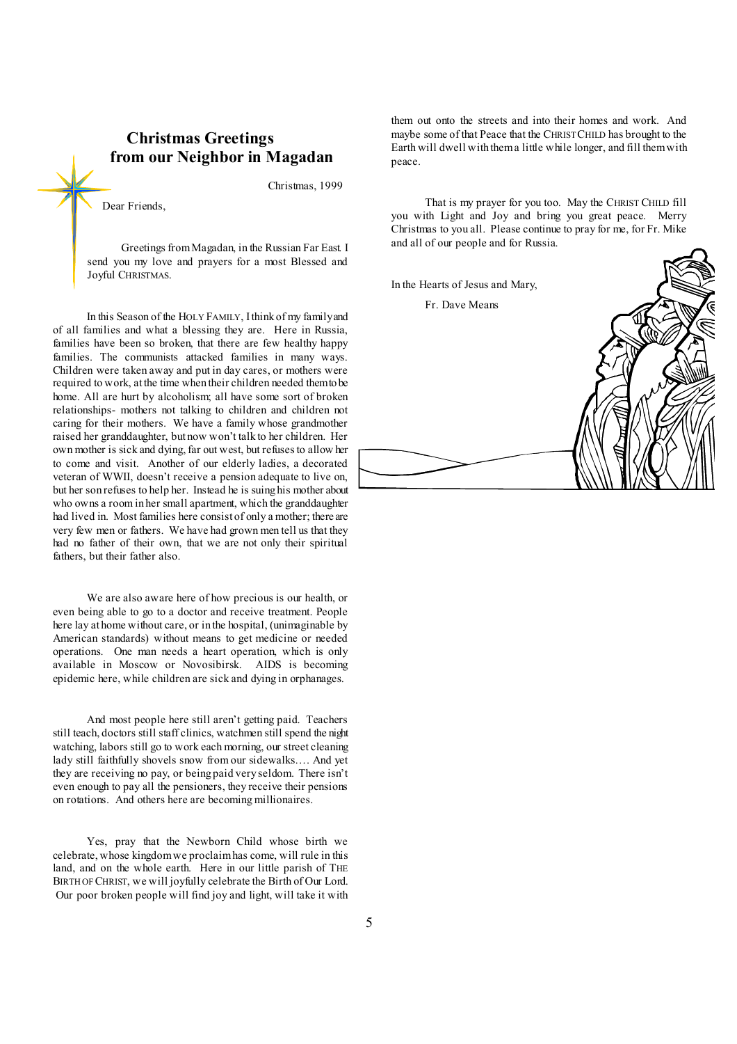## Christmas Greetings from our Neighbor in Magadan

Christmas, 1999

Dear Friends,

Greetings from Magadan, in the Russian Far East. I send you my love and prayers for a most Blessed and Joyful CHRISTMAS.

In this Season of the HOLY FAMILY, I think of my family and of all families and what a blessing they are. Here in Russia, families have been so broken, that there are few healthy happy families. The communists attacked families in many ways. Children were taken away and put in day cares, or mothers were required to work, at the time when their children needed them to be home. All are hurt by alcoholism; all have some sort of broken relationships- mothers not talking to children and children not caring for their mothers. We have a family whose grandmother raised her granddaughter, but now won't talk to her children. Her own mother is sick and dying, far out west, but refuses to allow her to come and visit. Another of our elderly ladies, a decorated veteran of WWII, doesn't receive a pension adequate to live on, but her son refuses to help her. Instead he is suing his mother about who owns a room in her small apartment, which the granddaughter had lived in. Most families here consist of only a mother; there are very few men or fathers. We have had grown men tell us that they had no father of their own, that we are not only their spiritual fathers, but their father also.

We are also aware here of how precious is our health, or even being able to go to a doctor and receive treatment. People here lay at home without care, or in the hospital, (unimaginable by American standards) without means to get medicine or needed operations. One man needs a heart operation, which is only available in Moscow or Novosibirsk. AIDS is becoming epidemic here, while children are sick and dying in orphanages.

And most people here still aren't getting paid. Teachers still teach, doctors still staff clinics, watchmen still spend the night watching, labors still go to work each morning, our street cleaning lady still faithfully shovels snow from our sidewalks.… And yet they are receiving no pay, or being paid very seldom. There isn't even enough to pay all the pensioners, they receive their pensions on rotations. And others here are becoming millionaires.

Yes, pray that the Newborn Child whose birth we celebrate, whose kingdom we proclaim has come, will rule in this land, and on the whole earth. Here in our little parish of THE BIRTH OF CHRIST, we will joyfully celebrate the Birth of Our Lord. Our poor broken people will find joy and light, will take it with them out onto the streets and into their homes and work. And maybe some of that Peace that the CHRIST CHILD has brought to the Earth will dwell with them a little while longer, and fill them with peace.

That is my prayer for you too. May the CHRIST CHILD fill you with Light and Joy and bring you great peace. Merry Christmas to you all. Please continue to pray for me, for Fr. Mike and all of our people and for Russia.

In the Hearts of Jesus and Mary,

Fr. Dave Means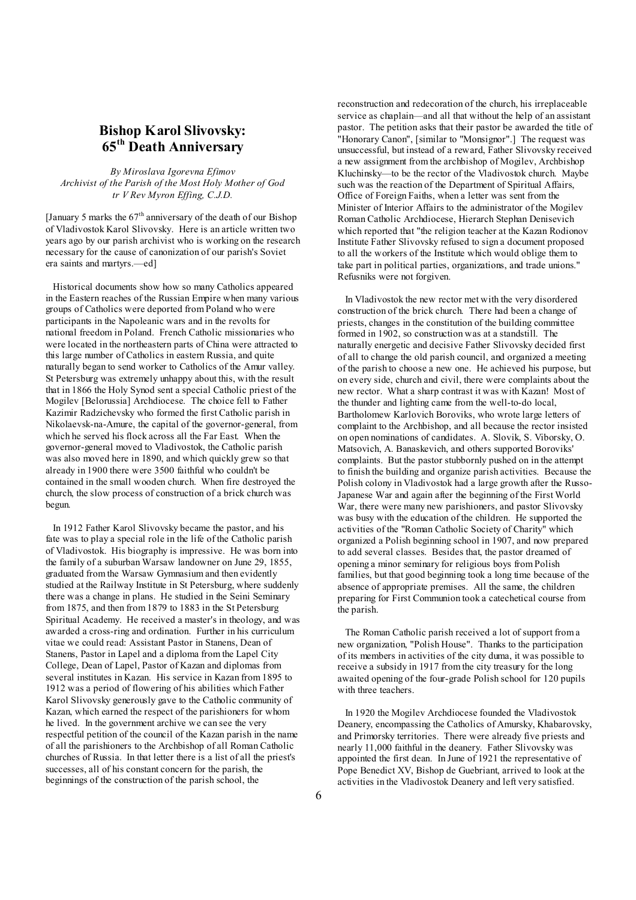# Bishop Karol Slivovsky: 65th Death Anniversary

*By Miroslava Igorevna Efimov*
*Archivist of the Parish of the Most Holy Mother of God*
*tr V Rev Myron Effing, C.J.D.*

[January 5 marks the 67th anniversary of the death of our Bishop of Vladivostok Karol Slivovsky. Here is an article written two years ago by our parish archivist who is working on the research necessary for the cause of canonization of our parish's Soviet era saints and martyrs.—ed]

Historical documents show how so many Catholics appeared in the Eastern reaches of the Russian Empire when many various groups of Catholics were deported from Poland who were participants in the Napoleanic wars and in the revolts for national freedom in Poland. French Catholic missionaries who were located in the northeastern parts of China were attracted to this large number of Catholics in eastern Russia, and quite naturally began to send worker to Catholics of the Amur valley. St Petersburg was extremely unhappy about this, with the result that in 1866 the Holy Synod sent a special Catholic priest of the Mogilev [Belorussia] Archdiocese. The choice fell to Father Kazimir Radzichevsky who formed the first Catholic parish in Nikolaevsk-na-Amure, the capital of the governor-general, from which he served his flock across all the Far East. When the governor-general moved to Vladivostok, the Catholic parish was also moved here in 1890, and which quickly grew so that already in 1900 there were 3500 faithful who couldn't be contained in the small wooden church. When fire destroyed the church, the slow process of construction of a brick church was begun.

In 1912 Father Karol Slivovsky became the pastor, and his fate was to play a special role in the life of the Catholic parish of Vladivostok. His biography is impressive. He was born into the family of a suburban Warsaw landowner on June 29, 1855, graduated from the Warsaw Gymnasium and then evidently studied at the Railway Institute in St Petersburg, where suddenly there was a change in plans. He studied in the Seini Seminary from 1875, and then from 1879 to 1883 in the St Petersburg Spiritual Academy. He received a master's in theology, and was awarded a cross-ring and ordination. Further in his curriculum vitae we could read: Assistant Pastor in Stanens, Dean of Stanens, Pastor in Lapel and a diploma from the Lapel City College, Dean of Lapel, Pastor of Kazan and diplomas from several institutes in Kazan. His service in Kazan from 1895 to 1912 was a period of flowering of his abilities which Father Karol Slivovsky generously gave to the Catholic community of Kazan, which earned the respect of the parishioners for whom he lived. In the government archive we can see the very respectful petition of the council of the Kazan parish in the name of all the parishioners to the Archbishop of all Roman Catholic churches of Russia. In that letter there is a list of all the priest's successes, all of his constant concern for the parish, the beginnings of the construction of the parish school, the reconstruction and redecoration of the church, his irreplaceable service as chaplain—and all that without the help of an assistant pastor. The petition asks that their pastor be awarded the title of "Honorary Canon", [similar to "Monsignor".] The request was unsuccessful, but instead of a reward, Father Slivovsky received a new assignment from the archbishop of Mogilev, Archbishop Kluchinsky—to be the rector of the Vladivostok church. Maybe such was the reaction of the Department of Spiritual Affairs, Office of Foreign Faiths, when a letter was sent from the Minister of Interior Affairs to the administrator of the Mogilev Roman Catholic Archdiocese, Hierarch Stephan Denisevich which reported that "the religion teacher at the Kazan Rodionov Institute Father Slivovsky refused to sign a document proposed to all the workers of the Institute which would oblige them to take part in political parties, organizations, and trade unions." Refusniks were not forgiven.

In Vladivostok the new rector met with the very disordered construction of the brick church. There had been a change of priests, changes in the constitution of the building committee formed in 1902, so construction was at a standstill. The naturally energetic and decisive Father Slivovsky decided first of all to change the old parish council, and organized a meeting of the parish to choose a new one. He achieved his purpose, but on every side, church and civil, there were complaints about the new rector. What a sharp contrast it was with Kazan! Most of the thunder and lighting came from the well-to-do local, Bartholomew Karlovich Boroviks, who wrote large letters of complaint to the Archbishop, and all because the rector insisted on open nominations of candidates. A. Slovik, S. Viborsky, O. Matsovich, A. Banaskevich, and others supported Boroviks' complaints. But the pastor stubbornly pushed on in the attempt to finish the building and organize parish activities. Because the Polish colony in Vladivostok had a large growth after the Russo-Japanese War and again after the beginning of the First World War, there were many new parishioners, and pastor Slivovsky was busy with the education of the children. He supported the activities of the "Roman Catholic Society of Charity" which organized a Polish beginning school in 1907, and now prepared to add several classes. Besides that, the pastor dreamed of opening a minor seminary for religious boys from Polish families, but that good beginning took a long time because of the absence of appropriate premises. All the same, the children preparing for First Communion took a catechetical course from the parish.

The Roman Catholic parish received a lot of support from a new organization, "Polish House". Thanks to the participation of its members in activities of the city duma, it was possible to receive a subsidy in 1917 from the city treasury for the long awaited opening of the four-grade Polish school for 120 pupils with three teachers.

In 1920 the Mogilev Archdiocese founded the Vladivostok Deanery, encompassing the Catholics of Amursky, Khabarovsky, and Primorsky territories. There were already five priests and nearly 11,000 faithful in the deanery. Father Slivovsky was appointed the first dean. In June of 1921 the representative of Pope Benedict XV, Bishop de Guebriant, arrived to look at the activities in the Vladivostok Deanery and left very satisfied.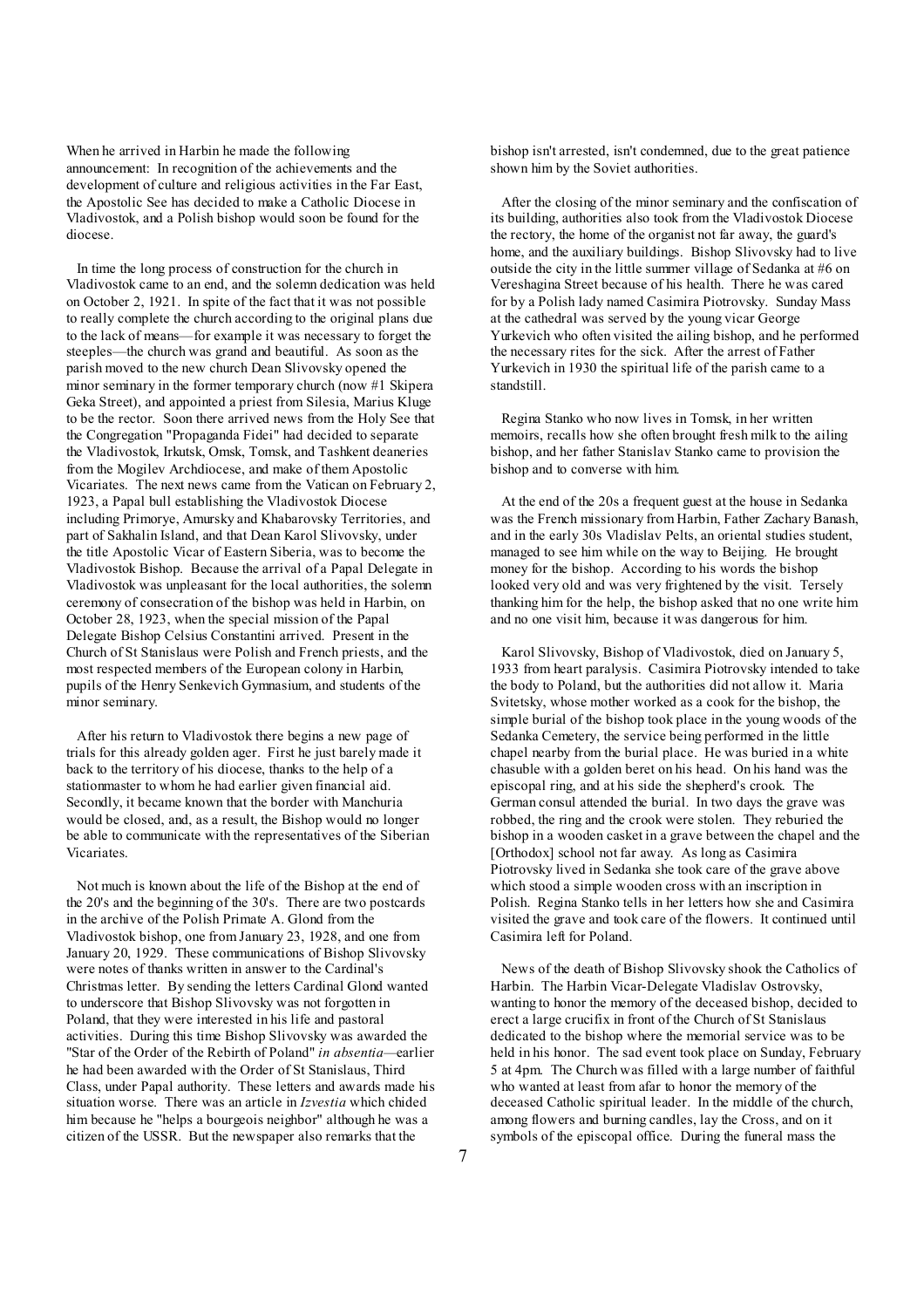When he arrived in Harbin he made the following announcement: In recognition of the achievements and the development of culture and religious activities in the Far East, the Apostolic See has decided to make a Catholic Diocese in Vladivostok, and a Polish bishop would soon be found for the diocese.

In time the long process of construction for the church in Vladivostok came to an end, and the solemn dedication was held on October 2, 1921. In spite of the fact that it was not possible to really complete the church according to the original plans due to the lack of means—for example it was necessary to forget the steeples—the church was grand and beautiful. As soon as the parish moved to the new church Dean Slivovsky opened the minor seminary in the former temporary church (now #1 Skipera Geka Street), and appointed a priest from Silesia, Marius Kluge to be the rector. Soon there arrived news from the Holy See that the Congregation "Propaganda Fidei" had decided to separate the Vladivostok, Irkutsk, Omsk, Tomsk, and Tashkent deaneries from the Mogilev Archdiocese, and make of them Apostolic Vicariates. The next news came from the Vatican on February 2, 1923, a Papal bull establishing the Vladivostok Diocese including Primorye, Amursky and Khabarovsky Territories, and part of Sakhalin Island, and that Dean Karol Slivovsky, under the title Apostolic Vicar of Eastern Siberia, was to become the Vladivostok Bishop. Because the arrival of a Papal Delegate in Vladivostok was unpleasant for the local authorities, the solemn ceremony of consecration of the bishop was held in Harbin, on October 28, 1923, when the special mission of the Papal Delegate Bishop Celsius Constantini arrived. Present in the Church of St Stanislaus were Polish and French priests, and the most respected members of the European colony in Harbin, pupils of the Henry Senkevich Gymnasium, and students of the minor seminary.

After his return to Vladivostok there begins a new page of trials for this already golden ager. First he just barely made it back to the territory of his diocese, thanks to the help of a stationmaster to whom he had earlier given financial aid. Secondly, it became known that the border with Manchuria would be closed, and, as a result, the Bishop would no longer be able to communicate with the representatives of the Siberian Vicariates.

Not much is known about the life of the Bishop at the end of the 20's and the beginning of the 30's. There are two postcards in the archive of the Polish Primate A. Glond from the Vladivostok bishop, one from January 23, 1928, and one from January 20, 1929. These communications of Bishop Slivovsky were notes of thanks written in answer to the Cardinal's Christmas letter. By sending the letters Cardinal Glond wanted to underscore that Bishop Slivovsky was not forgotten in Poland, that they were interested in his life and pastoral activities. During this time Bishop Slivovsky was awarded the "Star of the Order of the Rebirth of Poland" *in absentia*—earlier he had been awarded with the Order of St Stanislaus, Third Class, under Papal authority. These letters and awards made his situation worse. There was an article in *Izvestia* which chided him because he "helps a bourgeois neighbor" although he was a citizen of the USSR. But the newspaper also remarks that the bishop isn't arrested, isn't condemned, due to the great patience shown him by the Soviet authorities.

After the closing of the minor seminary and the confiscation of its building, authorities also took from the Vladivostok Diocese the rectory, the home of the organist not far away, the guard's home, and the auxiliary buildings. Bishop Slivovsky had to live outside the city in the little summer village of Sedanka at #6 on Vereshagina Street because of his health. There he was cared for by a Polish lady named Casimira Piotrovsky. Sunday Mass at the cathedral was served by the young vicar George Yurkevich who often visited the ailing bishop, and he performed the necessary rites for the sick. After the arrest of Father Yurkevich in 1930 the spiritual life of the parish came to a standstill.

Regina Stanko who now lives in Tomsk, in her written memoirs, recalls how she often brought fresh milk to the ailing bishop, and her father Stanislav Stanko came to provision the bishop and to converse with him.

At the end of the 20s a frequent guest at the house in Sedanka was the French missionary from Harbin, Father Zachary Banash, and in the early 30s Vladislav Pelts, an oriental studies student, managed to see him while on the way to Beijing. He brought money for the bishop. According to his words the bishop looked very old and was very frightened by the visit. Tersely thanking him for the help, the bishop asked that no one write him and no one visit him, because it was dangerous for him.

Karol Slivovsky, Bishop of Vladivostok, died on January 5, 1933 from heart paralysis. Casimira Piotrovsky intended to take the body to Poland, but the authorities did not allow it. Maria Svitetsky, whose mother worked as a cook for the bishop, the simple burial of the bishop took place in the young woods of the Sedanka Cemetery, the service being performed in the little chapel nearby from the burial place. He was buried in a white chasuble with a golden beret on his head. On his hand was the episcopal ring, and at his side the shepherd's crook. The German consul attended the burial. In two days the grave was robbed, the ring and the crook were stolen. They reburied the bishop in a wooden casket in a grave between the chapel and the [Orthodox] school not far away. As long as Casimira Piotrovsky lived in Sedanka she took care of the grave above which stood a simple wooden cross with an inscription in Polish. Regina Stanko tells in her letters how she and Casimira visited the grave and took care of the flowers. It continued until Casimira left for Poland.

News of the death of Bishop Slivovsky shook the Catholics of Harbin. The Harbin Vicar-Delegate Vladislav Ostrovsky, wanting to honor the memory of the deceased bishop, decided to erect a large crucifix in front of the Church of St Stanislaus dedicated to the bishop where the memorial service was to be held in his honor. The sad event took place on Sunday, February 5 at 4pm. The Church was filled with a large number of faithful who wanted at least from afar to honor the memory of the deceased Catholic spiritual leader. In the middle of the church, among flowers and burning candles, lay the Cross, and on it symbols of the episcopal office. During the funeral mass the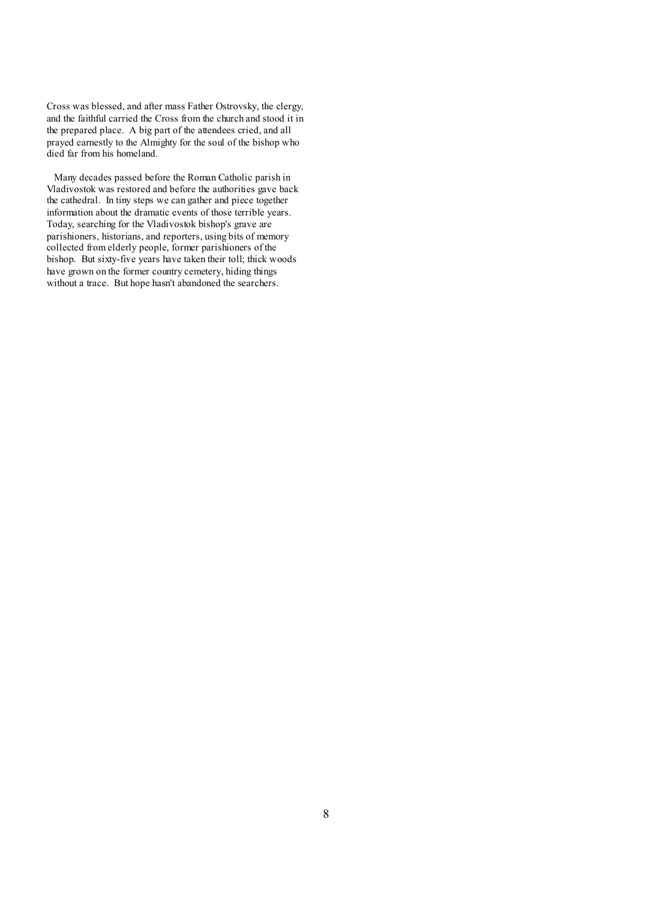Cross was blessed, and after mass Father Ostrovsky, the clergy, and the faithful carried the Cross from the church and stood it in the prepared place. A big part of the attendees cried, and all prayed earnestly to the Almighty for the soul of the bishop who died far from his homeland.

Many decades passed before the Roman Catholic parish in Vladivostok was restored and before the authorities gave back the cathedral. In tiny steps we can gather and piece together information about the dramatic events of those terrible years. Today, searching for the Vladivostok bishop's grave are parishioners, historians, and reporters, using bits of memory collected from elderly people, former parishioners of the bishop. But sixty-five years have taken their toll; thick woods have grown on the former country cemetery, hiding things without a trace. But hope hasn't abandoned the searchers.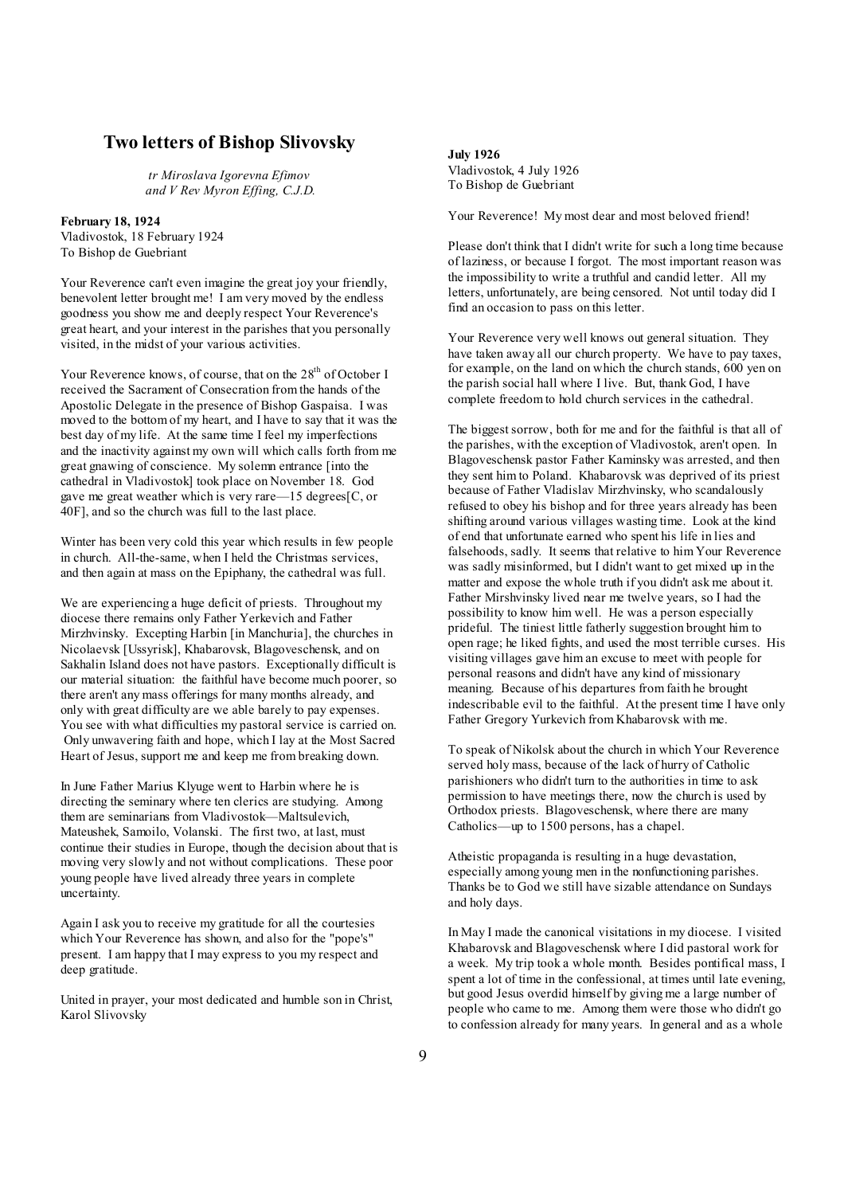## Two letters of Bishop Slivovsky

*tr Miroslava Igorevna Efimov and V Rev Myron Effing, C.J.D.*

**February 18, 1924**
Vladivostok, 18 February 1924
To Bishop de Guebriant

Your Reverence can't even imagine the great joy your friendly, benevolent letter brought me! I am very moved by the endless goodness you show me and deeply respect Your Reverence's great heart, and your interest in the parishes that you personally visited, in the midst of your various activities.

Your Reverence knows, of course, that on the 28th of October I received the Sacrament of Consecration from the hands of the Apostolic Delegate in the presence of Bishop Gaspaisa. I was moved to the bottom of my heart, and I have to say that it was the best day of my life. At the same time I feel my imperfections and the inactivity against my own will which calls forth from me great gnawing of conscience. My solemn entrance [into the cathedral in Vladivostok] took place on November 18. God gave me great weather which is very rare—15 degrees[C, or 40F], and so the church was full to the last place.

Winter has been very cold this year which results in few people in church. All-the-same, when I held the Christmas services, and then again at mass on the Epiphany, the cathedral was full.

We are experiencing a huge deficit of priests. Throughout my diocese there remains only Father Yerkevich and Father Mirzhvinsky. Excepting Harbin [in Manchuria], the churches in Nicolaevsk [Ussyrisk], Khabarovsk, Blagoveschensk, and on Sakhalin Island does not have pastors. Exceptionally difficult is our material situation: the faithful have become much poorer, so there aren't any mass offerings for many months already, and only with great difficulty are we able barely to pay expenses. You see with what difficulties my pastoral service is carried on. Only unwavering faith and hope, which I lay at the Most Sacred Heart of Jesus, support me and keep me from breaking down.

In June Father Marius Klyuge went to Harbin where he is directing the seminary where ten clerics are studying. Among them are seminarians from Vladivostok—Maltsulevich, Mateushek, Samoilo, Volanski. The first two, at last, must continue their studies in Europe, though the decision about that is moving very slowly and not without complications. These poor young people have lived already three years in complete uncertainty.

Again I ask you to receive my gratitude for all the courtesies which Your Reverence has shown, and also for the "pope's" present. I am happy that I may express to you my respect and deep gratitude.

United in prayer, your most dedicated and humble son in Christ,
Karol Slivovsky

**July 1926**
Vladivostok, 4 July 1926
To Bishop de Guebriant

Your Reverence! My most dear and most beloved friend!

Please don't think that I didn't write for such a long time because of laziness, or because I forgot. The most important reason was the impossibility to write a truthful and candid letter. All my letters, unfortunately, are being censored. Not until today did I find an occasion to pass on this letter.

Your Reverence very well knows out general situation. They have taken away all our church property. We have to pay taxes, for example, on the land on which the church stands, 600 yen on the parish social hall where I live. But, thank God, I have complete freedom to hold church services in the cathedral.

The biggest sorrow, both for me and for the faithful is that all of the parishes, with the exception of Vladivostok, aren't open. In Blagoveschensk pastor Father Kaminsky was arrested, and then they sent him to Poland. Khabarovsk was deprived of its priest because of Father Vladislav Mirzhvinsky, who scandalously refused to obey his bishop and for three years already has been shifting around various villages wasting time. Look at the kind of end that unfortunate earned who spent his life in lies and falsehoods, sadly. It seems that relative to him Your Reverence was sadly misinformed, but I didn't want to get mixed up in the matter and expose the whole truth if you didn't ask me about it. Father Mirshvinsky lived near me twelve years, so I had the possibility to know him well. He was a person especially prideful. The tiniest little fatherly suggestion brought him to open rage; he liked fights, and used the most terrible curses. His visiting villages gave him an excuse to meet with people for personal reasons and didn't have any kind of missionary meaning. Because of his departures from faith he brought indescribable evil to the faithful. At the present time I have only Father Gregory Yurkevich from Khabarovsk with me.

To speak of Nikolsk about the church in which Your Reverence served holy mass, because of the lack of hurry of Catholic parishioners who didn't turn to the authorities in time to ask permission to have meetings there, now the church is used by Orthodox priests. Blagoveschensk, where there are many Catholics—up to 1500 persons, has a chapel.

Atheistic propaganda is resulting in a huge devastation, especially among young men in the nonfunctioning parishes. Thanks be to God we still have sizable attendance on Sundays and holy days.

In May I made the canonical visitations in my diocese. I visited Khabarovsk and Blagoveschensk where I did pastoral work for a week. My trip took a whole month. Besides pontifical mass, I spent a lot of time in the confessional, at times until late evening, but good Jesus overdid himself by giving me a large number of people who came to me. Among them were those who didn't go to confession already for many years. In general and as a whole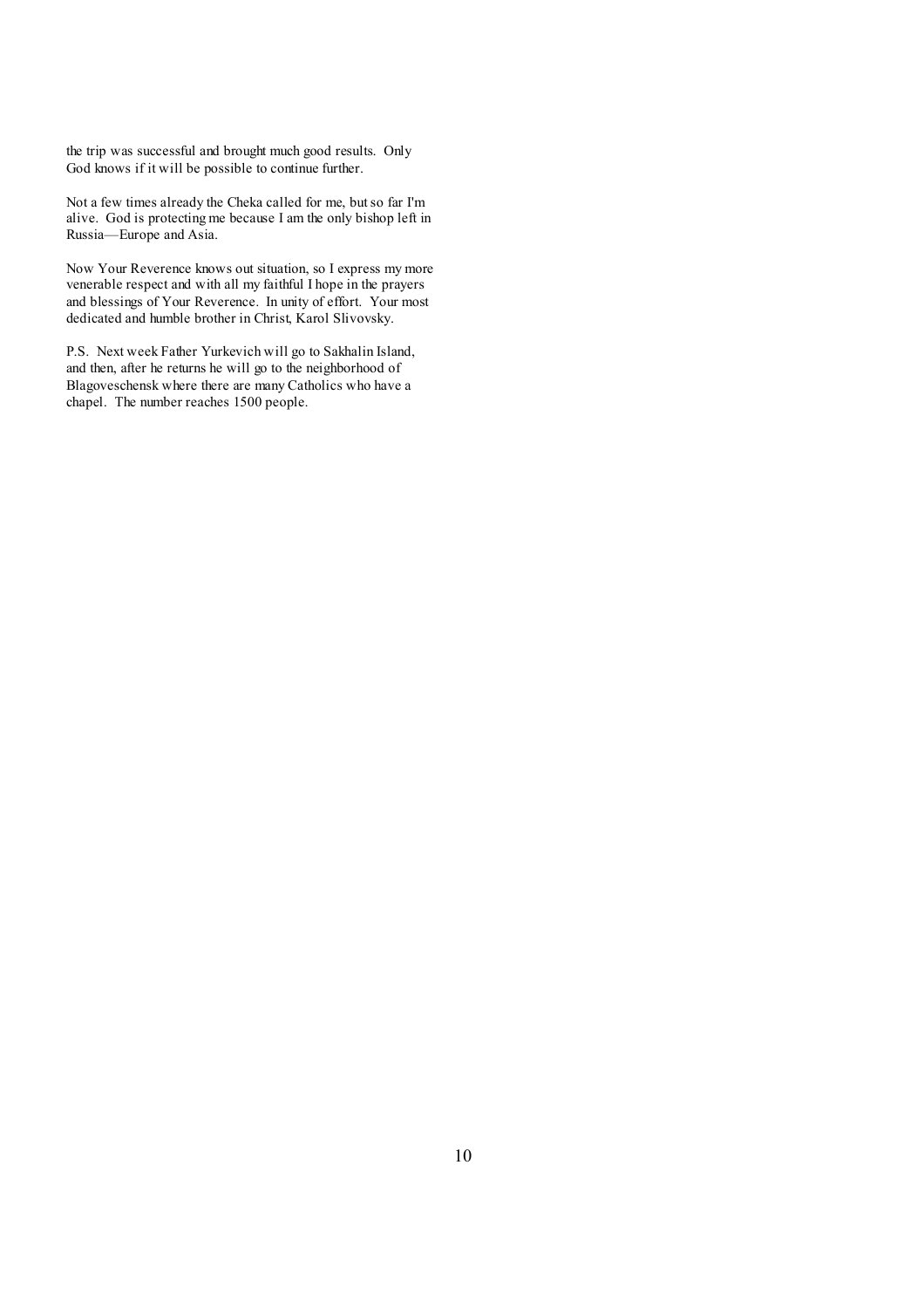the trip was successful and brought much good results. Only God knows if it will be possible to continue further.

Not a few times already the Cheka called for me, but so far I'm alive. God is protecting me because I am the only bishop left in Russia—Europe and Asia.

Now Your Reverence knows out situation, so I express my more venerable respect and with all my faithful I hope in the prayers and blessings of Your Reverence. In unity of effort. Your most dedicated and humble brother in Christ, Karol Slivovsky.

P.S. Next week Father Yurkevich will go to Sakhalin Island, and then, after he returns he will go to the neighborhood of Blagoveschensk where there are many Catholics who have a chapel. The number reaches 1500 people.